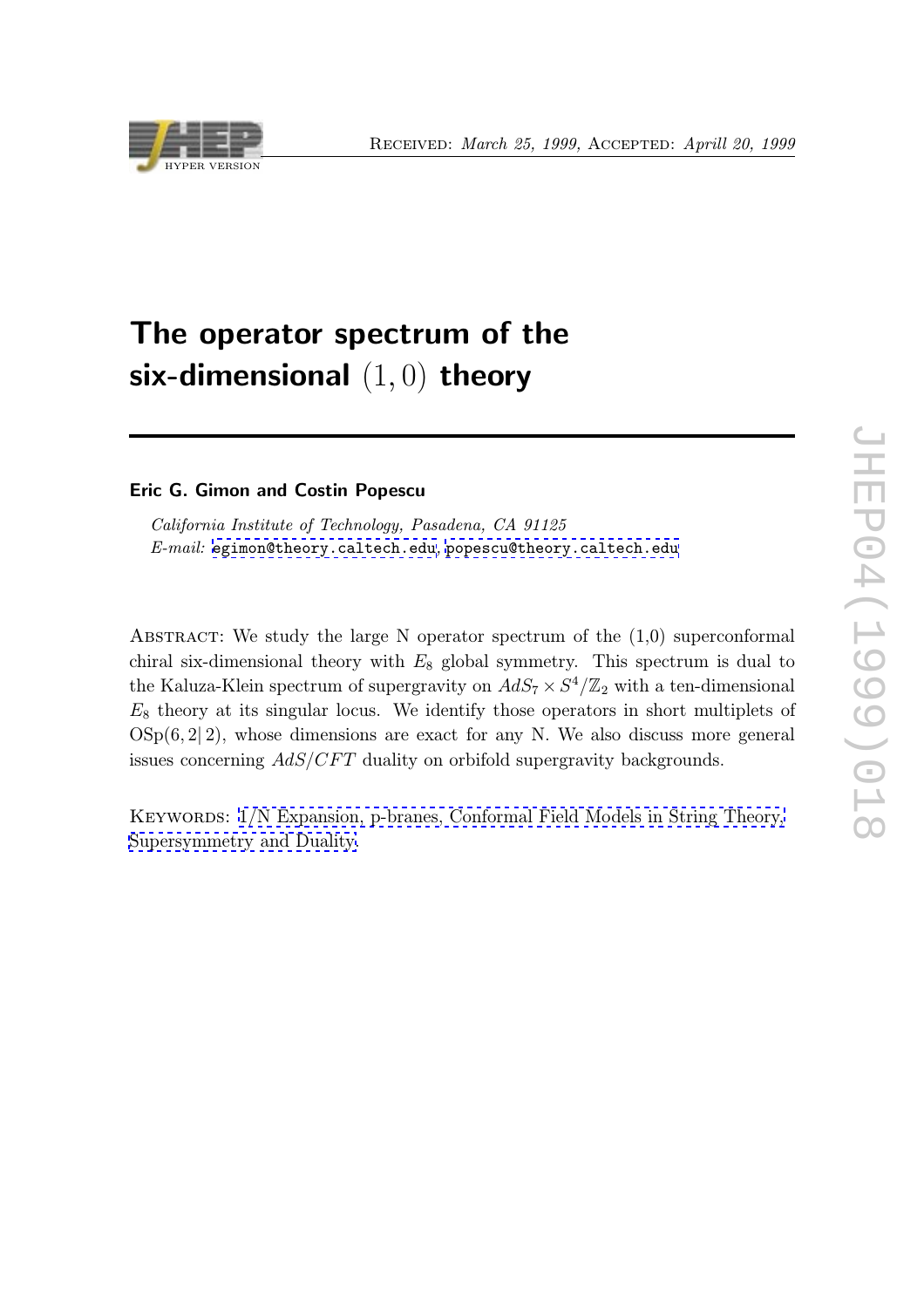# The operator spectrum of the six-dimensional $(1,0)$ theory

**Eric G. Gimon and Costin Popescu**

*California Institute of Technology, Pasadena, CA 91125*
*E-mail:* egimon@theory.caltech.edu, popescu@theory.caltech.edu

ABSTRACT: We study the large N operator spectrum of the (1,0) superconformal chiral six-dimensional theory with $E_8$ global symmetry. This spectrum is dual to the Kaluza-Klein spectrum of supergravity on $AdS_7 \times S^4/\mathbb{Z}_2$ with a ten-dimensional $E_8$ theory at its singular locus. We identify those operators in short multiplets of $\mathrm{OSp}(6,2|2)$, whose dimensions are exact for any N. We also discuss more general issues concerning $AdS/CFT$ duality on orbifold supergravity backgrounds.

KEYWORDS: 1/N Expansion, p-branes, Conformal Field Models in String Theory, Supersymmetry and Duality.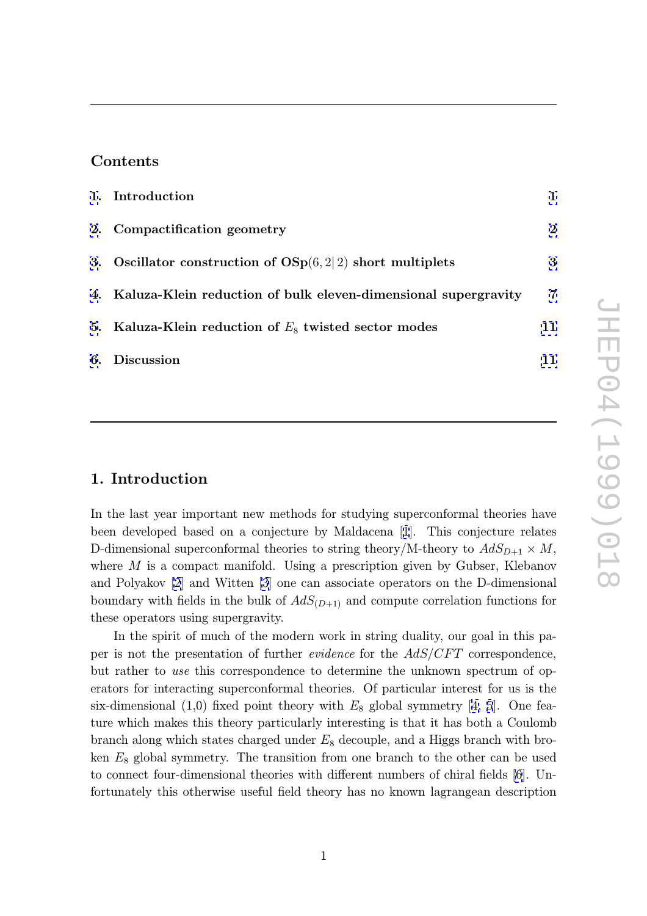## Contents

1. Introduction 1
2. Compactification geometry 2
3. Oscillator construction of OSp$(6, 2|2)$ short multiplets 3
4. Kaluza-Klein reduction of bulk eleven-dimensional supergravity 7
5. Kaluza-Klein reduction of $E_8$ twisted sector modes 11
6. Discussion 11

## 1. Introduction

In the last year important new methods for studying superconformal theories have been developed based on a conjecture by Maldacena [1]. This conjecture relates D-dimensional superconformal theories to string theory/M-theory to $AdS_{D+1} \times M$, where $M$ is a compact manifold. Using a prescription given by Gubser, Klebanov and Polyakov [2] and Witten [3] one can associate operators on the D-dimensional boundary with fields in the bulk of $AdS_{(D+1)}$ and compute correlation functions for these operators using supergravity.

In the spirit of much of the modern work in string duality, our goal in this paper is not the presentation of further *evidence* for the $AdS/CFT$ correspondence, but rather to *use* this correspondence to determine the unknown spectrum of operators for interacting superconformal theories. Of particular interest for us is the six-dimensional (1,0) fixed point theory with $E_8$ global symmetry [4, 5]. One feature which makes this theory particularly interesting is that it has both a Coulomb branch along which states charged under $E_8$ decouple, and a Higgs branch with broken $E_8$ global symmetry. The transition from one branch to the other can be used to connect four-dimensional theories with different numbers of chiral fields [6]. Unfortunately this otherwise useful field theory has no known lagrangean description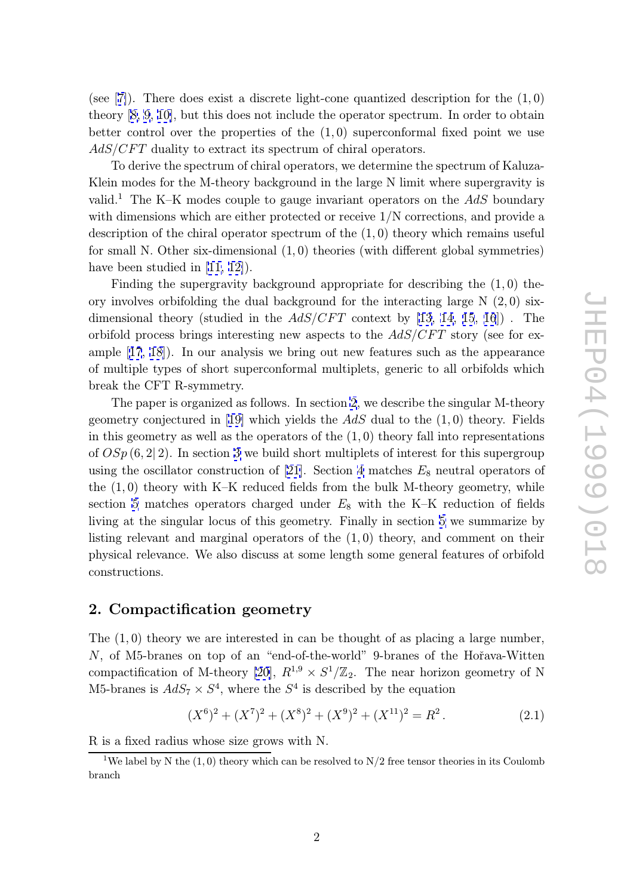(see [7]). There does exist a discrete light-cone quantized description for the $(1,0)$ theory [8, 9, 10], but this does not include the operator spectrum. In order to obtain better control over the properties of the $(1,0)$ superconformal fixed point we use $AdS/CFT$ duality to extract its spectrum of chiral operators.

To derive the spectrum of chiral operators, we determine the spectrum of Kaluza-Klein modes for the M-theory background in the large N limit where supergravity is valid.[1] The K–K modes couple to gauge invariant operators on the $AdS$ boundary with dimensions which are either protected or receive $1/N$ corrections, and provide a description of the chiral operator spectrum of the $(1,0)$ theory which remains useful for small N. Other six-dimensional $(1,0)$ theories (with different global symmetries) have been studied in [11, 12]).

Finding the supergravity background appropriate for describing the $(1,0)$ theory involves orbifolding the dual background for the interacting large N $(2,0)$ six-dimensional theory (studied in the $AdS/CFT$ context by [13, 14, 15, 16]) . The orbifold process brings interesting new aspects to the $AdS/CFT$ story (see for example [17, 18]). In our analysis we bring out new features such as the appearance of multiple types of short superconformal multiplets, generic to all orbifolds which break the CFT R-symmetry.

The paper is organized as follows. In section 2, we describe the singular M-theory geometry conjectured in [19] which yields the $AdS$ dual to the $(1,0)$ theory. Fields in this geometry as well as the operators of the $(1,0)$ theory fall into representations of $OSp\,(6,2|\,2)$. In section 3 we build short multiplets of interest for this supergroup using the oscillator construction of [21]. Section 4 matches $E_8$ neutral operators of the $(1,0)$ theory with K–K reduced fields from the bulk M-theory geometry, while section 5 matches operators charged under $E_8$ with the K–K reduction of fields living at the singular locus of this geometry. Finally in section 5 we summarize by listing relevant and marginal operators of the $(1,0)$ theory, and comment on their physical relevance. We also discuss at some length some general features of orbifold constructions.

## 2. Compactification geometry

The $(1,0)$ theory we are interested in can be thought of as placing a large number, $N$, of M5-branes on top of an "end-of-the-world" 9-branes of the Hořava-Witten compactification of M-theory [20], $R^{1,9} \times S^1/\mathbb{Z}_2$. The near horizon geometry of N M5-branes is $AdS_7 \times S^4$, where the $S^4$ is described by the equation

$$(X^6)^2 + (X^7)^2 + (X^8)^2 + (X^9)^2 + (X^{11})^2 = R^2\,. \tag{2.1}$$

R is a fixed radius whose size grows with N.

[1] We label by N the $(1,0)$ theory which can be resolved to N/2 free tensor theories in its Coulomb branch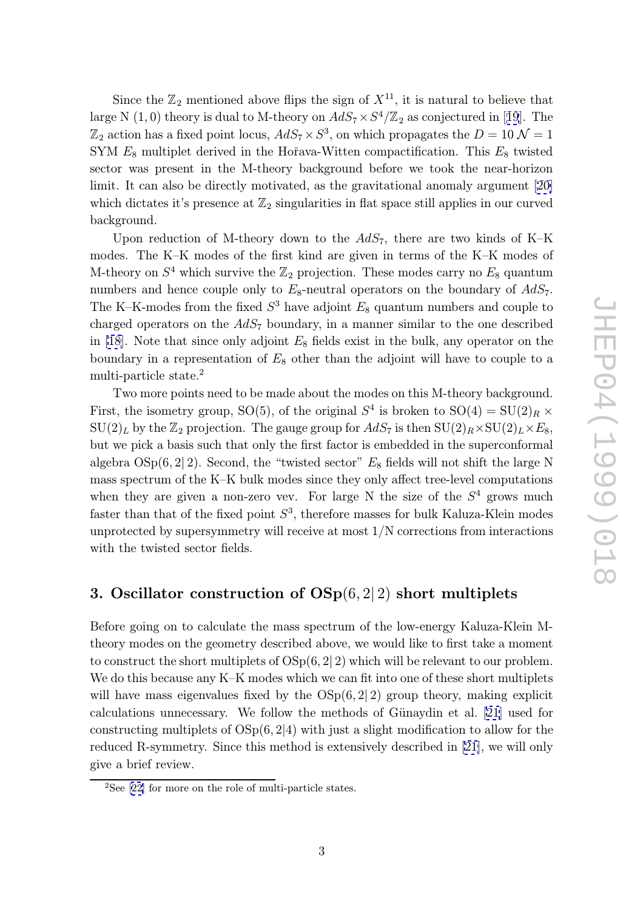Since the $\mathbb{Z}_2$ mentioned above flips the sign of $X^{11}$, it is natural to believe that large N $(1,0)$ theory is dual to M-theory on $AdS_7 \times S^4/\mathbb{Z}_2$ as conjectured in [19]. The $\mathbb{Z}_2$ action has a fixed point locus, $AdS_7 \times S^3$, on which propagates the $D = 10$ $\mathcal{N} = 1$ SYM $E_8$ multiplet derived in the Hořava-Witten compactification. This $E_8$ twisted sector was present in the M-theory background before we took the near-horizon limit. It can also be directly motivated, as the gravitational anomaly argument [20] which dictates it's presence at $\mathbb{Z}_2$ singularities in flat space still applies in our curved background.

Upon reduction of M-theory down to the $AdS_7$, there are two kinds of K–K modes. The K–K modes of the first kind are given in terms of the K–K modes of M-theory on $S^4$ which survive the $\mathbb{Z}_2$ projection. These modes carry no $E_8$ quantum numbers and hence couple only to $E_8$-neutral operators on the boundary of $AdS_7$. The K–K-modes from the fixed $S^3$ have adjoint $E_8$ quantum numbers and couple to charged operators on the $AdS_7$ boundary, in a manner similar to the one described in [18]. Note that since only adjoint $E_8$ fields exist in the bulk, any operator on the boundary in a representation of $E_8$ other than the adjoint will have to couple to a multi-particle state.[2]

Two more points need to be made about the modes on this M-theory background. First, the isometry group, SO(5), of the original $S^4$ is broken to $\mathrm{SO}(4) = \mathrm{SU}(2)_R \times \mathrm{SU}(2)_L$ by the $\mathbb{Z}_2$ projection. The gauge group for $AdS_7$ is then $\mathrm{SU}(2)_R \times \mathrm{SU}(2)_L \times E_8$, but we pick a basis such that only the first factor is embedded in the superconformal algebra $\mathrm{OSp}(6,2|\,2)$. Second, the "twisted sector" $E_8$ fields will not shift the large N mass spectrum of the K–K bulk modes since they only affect tree-level computations when they are given a non-zero vev. For large N the size of the $S^4$ grows much faster than that of the fixed point $S^3$, therefore masses for bulk Kaluza-Klein modes unprotected by supersymmetry will receive at most 1/N corrections from interactions with the twisted sector fields.

## 3. Oscillator construction of $\mathrm{OSp}(6,2|\,2)$ short multiplets

Before going on to calculate the mass spectrum of the low-energy Kaluza-Klein M-theory modes on the geometry described above, we would like to first take a moment to construct the short multiplets of $\mathrm{OSp}(6,2|\,2)$ which will be relevant to our problem. We do this because any K–K modes which we can fit into one of these short multiplets will have mass eigenvalues fixed by the $\mathrm{OSp}(6,2|\,2)$ group theory, making explicit calculations unnecessary. We follow the methods of Günaydin et al. [21] used for constructing multiplets of $\mathrm{OSp}(6,2|4)$ with just a slight modification to allow for the reduced R-symmetry. Since this method is extensively described in [21], we will only give a brief review.

[2] See [22] for more on the role of multi-particle states.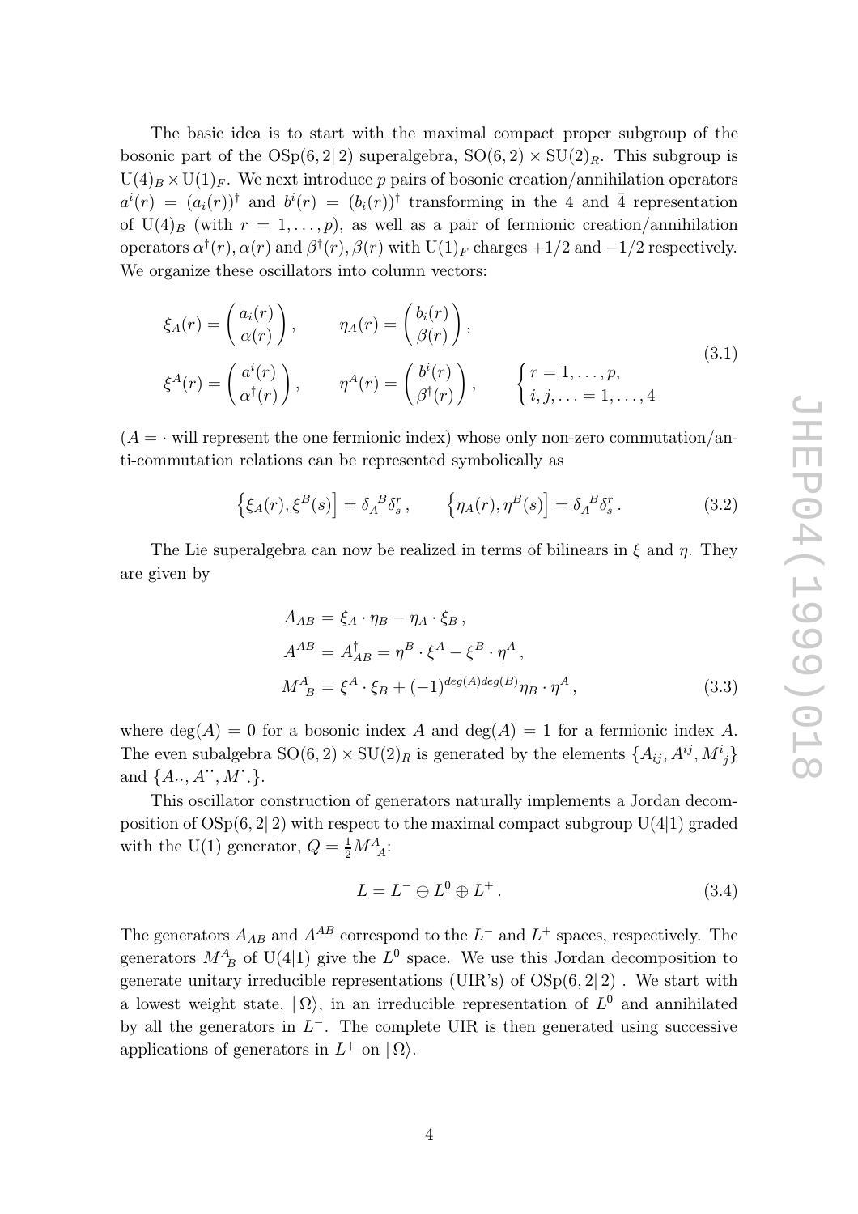The basic idea is to start with the maximal compact proper subgroup of the bosonic part of the OSp(6, 2| 2) superalgebra, $\mathrm{SO}(6,2) \times \mathrm{SU}(2)_R$. This subgroup is $\mathrm{U}(4)_B \times \mathrm{U}(1)_F$. We next introduce $p$ pairs of bosonic creation/annihilation operators $a^i(r) = (a_i(r))^\dagger$ and $b^i(r) = (b_i(r))^\dagger$ transforming in the 4 and $\bar{4}$ representation of $\mathrm{U}(4)_B$ (with $r = 1, \ldots, p$), as well as a pair of fermionic creation/annihilation operators $\alpha^\dagger(r), \alpha(r)$ and $\beta^\dagger(r), \beta(r)$ with $\mathrm{U}(1)_F$ charges $+1/2$ and $-1/2$ respectively. We organize these oscillators into column vectors:

$$
\begin{aligned}
\xi_A(r) &= \begin{pmatrix} a_i(r) \\ \alpha(r) \end{pmatrix}, \qquad \eta_A(r) = \begin{pmatrix} b_i(r) \\ \beta(r) \end{pmatrix}, \\
\xi^A(r) &= \begin{pmatrix} a^i(r) \\ \alpha^\dagger(r) \end{pmatrix}, \qquad \eta^A(r) = \begin{pmatrix} b^i(r) \\ \beta^\dagger(r) \end{pmatrix}, \qquad \begin{cases} r = 1, \ldots, p, \\ i, j, \ldots = 1, \ldots, 4 \end{cases}
\end{aligned}
\tag{3.1}
$$

($A = \cdot$ will represent the one fermionic index) whose only non-zero commutation/anti-commutation relations can be represented symbolically as

$$
\left\{ \xi_A(r), \xi^B(s) \right] = \delta_A{}^B \delta^r_s \,, \qquad \left\{ \eta_A(r), \eta^B(s) \right] = \delta_A{}^B \delta^r_s \,. \tag{3.2}
$$

The Lie superalgebra can now be realized in terms of bilinears in $\xi$ and $\eta$. They are given by

$$
\begin{aligned}
A_{AB} &= \xi_A \cdot \eta_B - \eta_A \cdot \xi_B \,, \\
A^{AB} &= A^\dagger_{AB} = \eta^B \cdot \xi^A - \xi^B \cdot \eta^A \,, \\
M^A{}_B &= \xi^A \cdot \xi_B + (-1)^{deg(A) deg(B)} \eta_B \cdot \eta^A \,,
\end{aligned}
\tag{3.3}
$$

where $\deg(A) = 0$ for a bosonic index $A$ and $\deg(A) = 1$ for a fermionic index $A$. The even subalgebra $\mathrm{SO}(6,2) \times \mathrm{SU}(2)_R$ is generated by the elements $\{A_{ij}, A^{ij}, M^i{}_j\}$ and $\{A_{\cdot\cdot}, A^{\cdot\cdot}, M^\cdot{}_\cdot\}$.

This oscillator construction of generators naturally implements a Jordan decomposition of OSp(6, 2| 2) with respect to the maximal compact subgroup U(4|1) graded with the U(1) generator, $Q = \frac{1}{2} M^A{}_A$:

$$
L = L^- \oplus L^0 \oplus L^+ \,. \tag{3.4}
$$

The generators $A_{AB}$ and $A^{AB}$ correspond to the $L^-$ and $L^+$ spaces, respectively. The generators $M^A{}_B$ of U(4|1) give the $L^0$ space. We use this Jordan decomposition to generate unitary irreducible representations (UIR's) of OSp(6, 2| 2) . We start with a lowest weight state, $|\,\Omega\rangle$, in an irreducible representation of $L^0$ and annihilated by all the generators in $L^-$. The complete UIR is then generated using successive applications of generators in $L^+$ on $|\,\Omega\rangle$.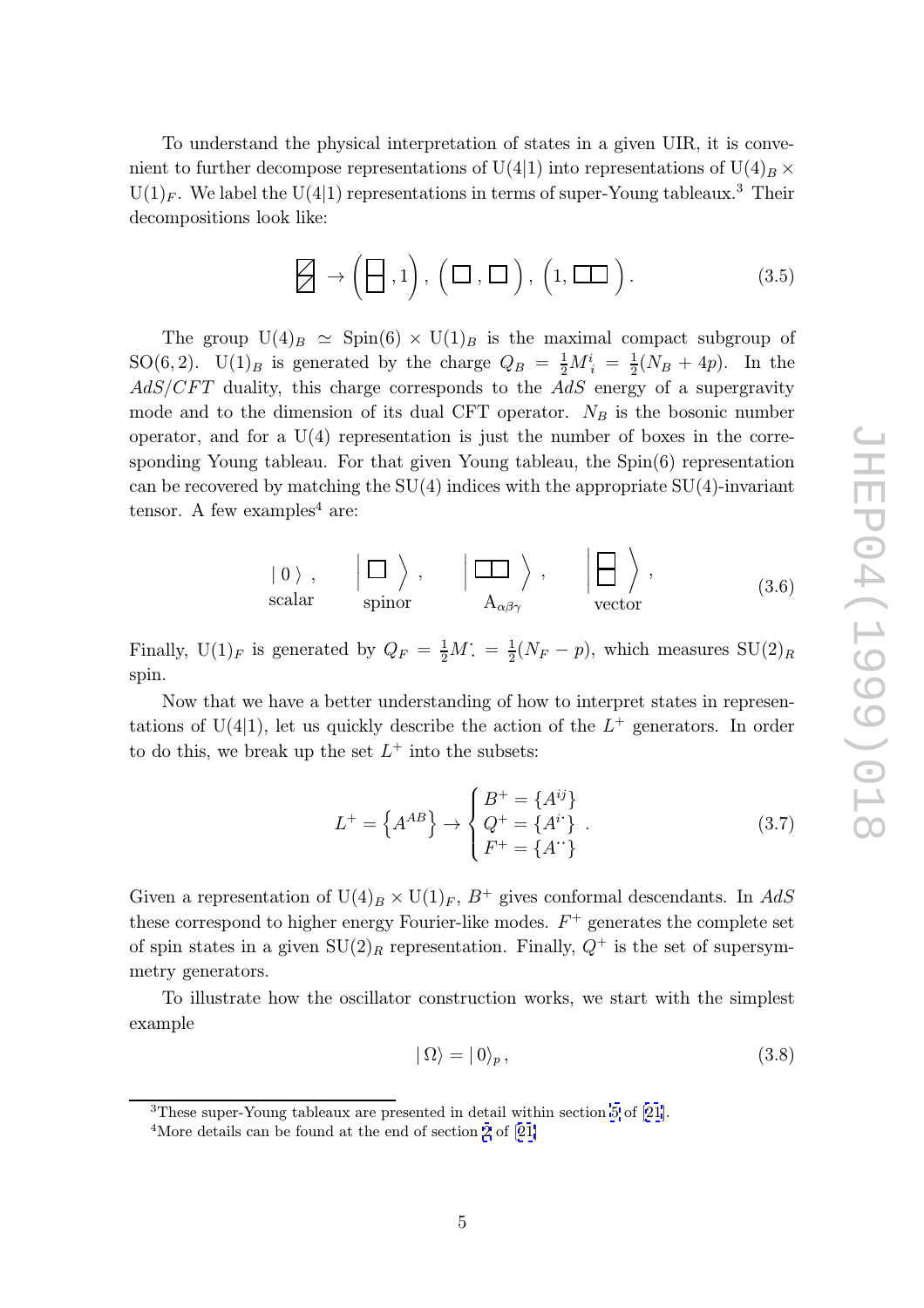To understand the physical interpretation of states in a given UIR, it is convenient to further decompose representations of $\mathrm{U}(4|1)$ into representations of $\mathrm{U}(4)_B \times \mathrm{U}(1)_F$. We label the $\mathrm{U}(4|1)$ representations in terms of super-Young tableaux.[3] Their decompositions look like:

$$\boxslash\!\!\!\!\boxslash \rightarrow \left( \begin{array}{c}\square\\[-4pt]\square\end{array}, 1 \right),\ \left( \square, \square \right),\ \left( 1, \square\square \right). \tag{3.5}$$

The group $\mathrm{U}(4)_B \simeq \mathrm{Spin}(6) \times \mathrm{U}(1)_B$ is the maximal compact subgroup of $\mathrm{SO}(6,2)$. $\mathrm{U}(1)_B$ is generated by the charge $Q_B = \frac{1}{2}M^i_{\ i} = \frac{1}{2}(N_B + 4p)$. In the $AdS/CFT$ duality, this charge corresponds to the $AdS$ energy of a supergravity mode and to the dimension of its dual CFT operator. $N_B$ is the bosonic number operator, and for a $\mathrm{U}(4)$ representation is just the number of boxes in the corresponding Young tableau. For that given Young tableau, the $\mathrm{Spin}(6)$ representation can be recovered by matching the $\mathrm{SU}(4)$ indices with the appropriate $\mathrm{SU}(4)$-invariant tensor. A few examples[4] are:

$$\underset{\text{scalar}}{|\,0\,\rangle}\ ,\qquad \underset{\text{spinor}}{\left|\,\square\,\right\rangle}\ ,\qquad \underset{\mathrm{A}_{\alpha\beta\gamma}}{\left|\,\square\square\,\right\rangle}\ ,\qquad \underset{\text{vector}}{\left|\,\begin{array}{c}\square\\[-4pt]\square\end{array}\,\right\rangle}\ , \tag{3.6}$$

Finally, $\mathrm{U}(1)_F$ is generated by $Q_F = \frac{1}{2}M^{\cdot}_{\ \cdot} = \frac{1}{2}(N_F - p)$, which measures $\mathrm{SU}(2)_R$ spin.

Now that we have a better understanding of how to interpret states in representations of $\mathrm{U}(4|1)$, let us quickly describe the action of the $L^+$ generators. In order to do this, we break up the set $L^+$ into the subsets:

$$L^+ = \left\{A^{AB}\right\} \rightarrow \begin{cases} B^+ = \{A^{ij}\} \\ Q^+ = \{A^{i\cdot}\} \\ F^+ = \{A^{\cdot\cdot}\} \end{cases}. \tag{3.7}$$

Given a representation of $\mathrm{U}(4)_B \times \mathrm{U}(1)_F$, $B^+$ gives conformal descendants. In $AdS$ these correspond to higher energy Fourier-like modes. $F^+$ generates the complete set of spin states in a given $\mathrm{SU}(2)_R$ representation. Finally, $Q^+$ is the set of supersymmetry generators.

To illustrate how the oscillator construction works, we start with the simplest example

$$|\,\Omega\rangle = |\,0\rangle_p\,, \tag{3.8}$$

[3] These super-Young tableaux are presented in detail within section 5 of [21].

[4] More details can be found at the end of section 2 of [21].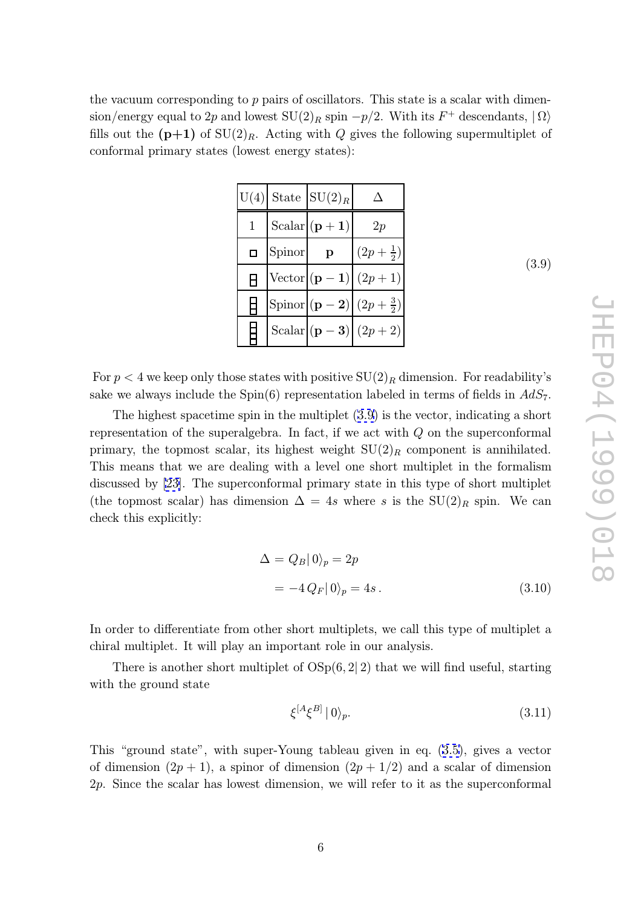the vacuum corresponding to $p$ pairs of oscillators. This state is a scalar with dimension/energy equal to $2p$ and lowest $\mathrm{SU}(2)_R$ spin $-p/2$. With its $F^+$ descendants, $|\Omega\rangle$ fills out the $(\mathbf{p+1})$ of $\mathrm{SU}(2)_R$. Acting with $Q$ gives the following supermultiplet of conformal primary states (lowest energy states):

| U(4) | State | $\mathrm{SU}(2)_R$ | $\Delta$ |
|---|---|---|---|
| 1 | Scalar | $(\mathbf{p+1})$ | $2p$ |
| $\square$ | Spinor | $\mathbf{p}$ | $(2p+\frac{1}{2})$ |
| (2-box column) | Vector | $(\mathbf{p-1})$ | $(2p+1)$ |
| (3-box column) | Spinor | $(\mathbf{p-2})$ | $(2p+\frac{3}{2})$ |
| (4-box column) | Scalar | $(\mathbf{p-3})$ | $(2p+2)$ |

(3.9)

For $p<4$ we keep only those states with positive $\mathrm{SU}(2)_R$ dimension. For readability's sake we always include the Spin(6) representation labeled in terms of fields in $AdS_7$.

The highest spacetime spin in the multiplet (3.9) is the vector, indicating a short representation of the superalgebra. In fact, if we act with $Q$ on the superconformal primary, the topmost scalar, its highest weight $\mathrm{SU}(2)_R$ component is annihilated. This means that we are dealing with a level one short multiplet in the formalism discussed by [23]. The superconformal primary state in this type of short multiplet (the topmost scalar) has dimension $\Delta = 4s$ where $s$ is the $\mathrm{SU}(2)_R$ spin. We can check this explicitly:

$$
\begin{aligned}
\Delta &= Q_B|\,0\rangle_p = 2p \\
&= -4\,Q_F|\,0\rangle_p = 4s\,.
\end{aligned}
\tag{3.10}
$$

In order to differentiate from other short multiplets, we call this type of multiplet a chiral multiplet. It will play an important role in our analysis.

There is another short multiplet of $\mathrm{OSp}(6,2|\,2)$ that we will find useful, starting with the ground state

$$
\xi^{[A}\xi^{B]}\,|\,0\rangle_p. \tag{3.11}
$$

This "ground state", with super-Young tableau given in eq. (3.5), gives a vector of dimension $(2p+1)$, a spinor of dimension $(2p+1/2)$ and a scalar of dimension $2p$. Since the scalar has lowest dimension, we will refer to it as the superconformal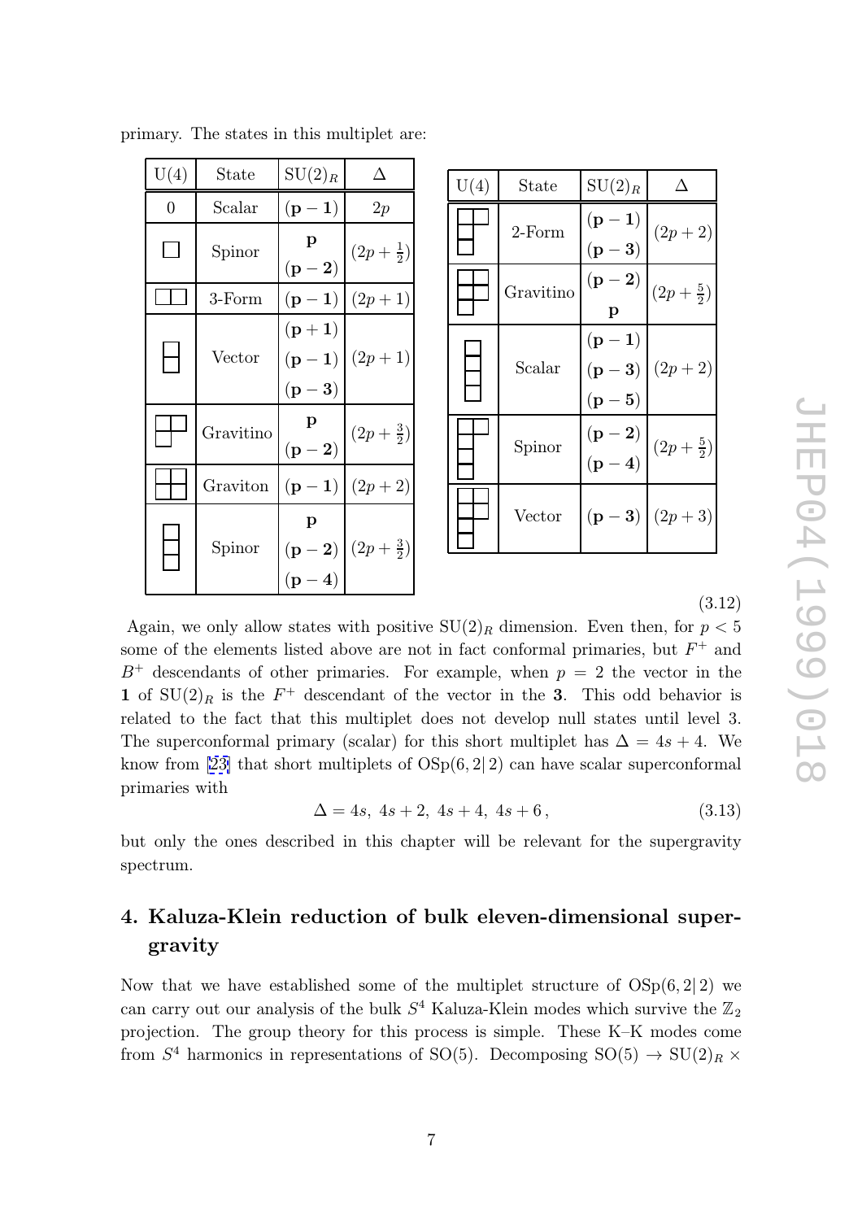primary. The states in this multiplet are:

| U(4) | State | $\mathrm{SU}(2)_R$ | $\Delta$ |
|---|---|---|---|
| 0 | Scalar | $(\mathbf{p-1})$ | $2p$ |
| $\square$ | Spinor | $\mathbf{p}$, $(\mathbf{p-2})$ | $(2p+\frac{1}{2})$ |
| $\square\square$ | 3-Form | $(\mathbf{p-1})$ | $(2p+1)$ |
| (two boxes, one column) | Vector | $(\mathbf{p+1})$, $(\mathbf{p-1})$, $(\mathbf{p-3})$ | $(2p+1)$ |
| (2,1) | Gravitino | $\mathbf{p}$, $(\mathbf{p-2})$ | $(2p+\frac{3}{2})$ |
| (2,2) | Graviton | $(\mathbf{p-1})$ | $(2p+2)$ |
| (three boxes, one column) | Spinor | $\mathbf{p}$, $(\mathbf{p-2})$, $(\mathbf{p-4})$ | $(2p+\frac{3}{2})$ |
| (2,1,1) | 2-Form | $(\mathbf{p-1})$, $(\mathbf{p-3})$ | $(2p+2)$ |
| (2,2,1) | Gravitino | $(\mathbf{p-2})$, $\mathbf{p}$ | $(2p+\frac{5}{2})$ |
| (four boxes, one column) | Scalar | $(\mathbf{p-1})$, $(\mathbf{p-3})$, $(\mathbf{p-5})$ | $(2p+2)$ |
| (2,1,1,1) | Spinor | $(\mathbf{p-2})$, $(\mathbf{p-4})$ | $(2p+\frac{5}{2})$ |
| (2,2,1,1) | Vector | $(\mathbf{p-3})$ | $(2p+3)$ |

(3.12)

Again, we only allow states with positive $\mathrm{SU}(2)_R$ dimension. Even then, for $p < 5$ some of the elements listed above are not in fact conformal primaries, but $F^+$ and $B^+$ descendants of other primaries. For example, when $p = 2$ the vector in the $\mathbf{1}$ of $\mathrm{SU}(2)_R$ is the $F^+$ descendant of the vector in the $\mathbf{3}$. This odd behavior is related to the fact that this multiplet does not develop null states until level 3. The superconformal primary (scalar) for this short multiplet has $\Delta = 4s + 4$. We know from [23] that short multiplets of $\mathrm{OSp}(6,2|\,2)$ can have scalar superconformal primaries with

$$\Delta = 4s,\ 4s+2,\ 4s+4,\ 4s+6\,, \tag{3.13}$$

but only the ones described in this chapter will be relevant for the supergravity spectrum.

## 4. Kaluza-Klein reduction of bulk eleven-dimensional supergravity

Now that we have established some of the multiplet structure of $\mathrm{OSp}(6,2|\,2)$ we can carry out our analysis of the bulk $S^4$ Kaluza-Klein modes which survive the $\mathbb{Z}_2$ projection. The group theory for this process is simple. These K–K modes come from $S^4$ harmonics in representations of SO(5). Decomposing $\mathrm{SO}(5) \to \mathrm{SU}(2)_R \times$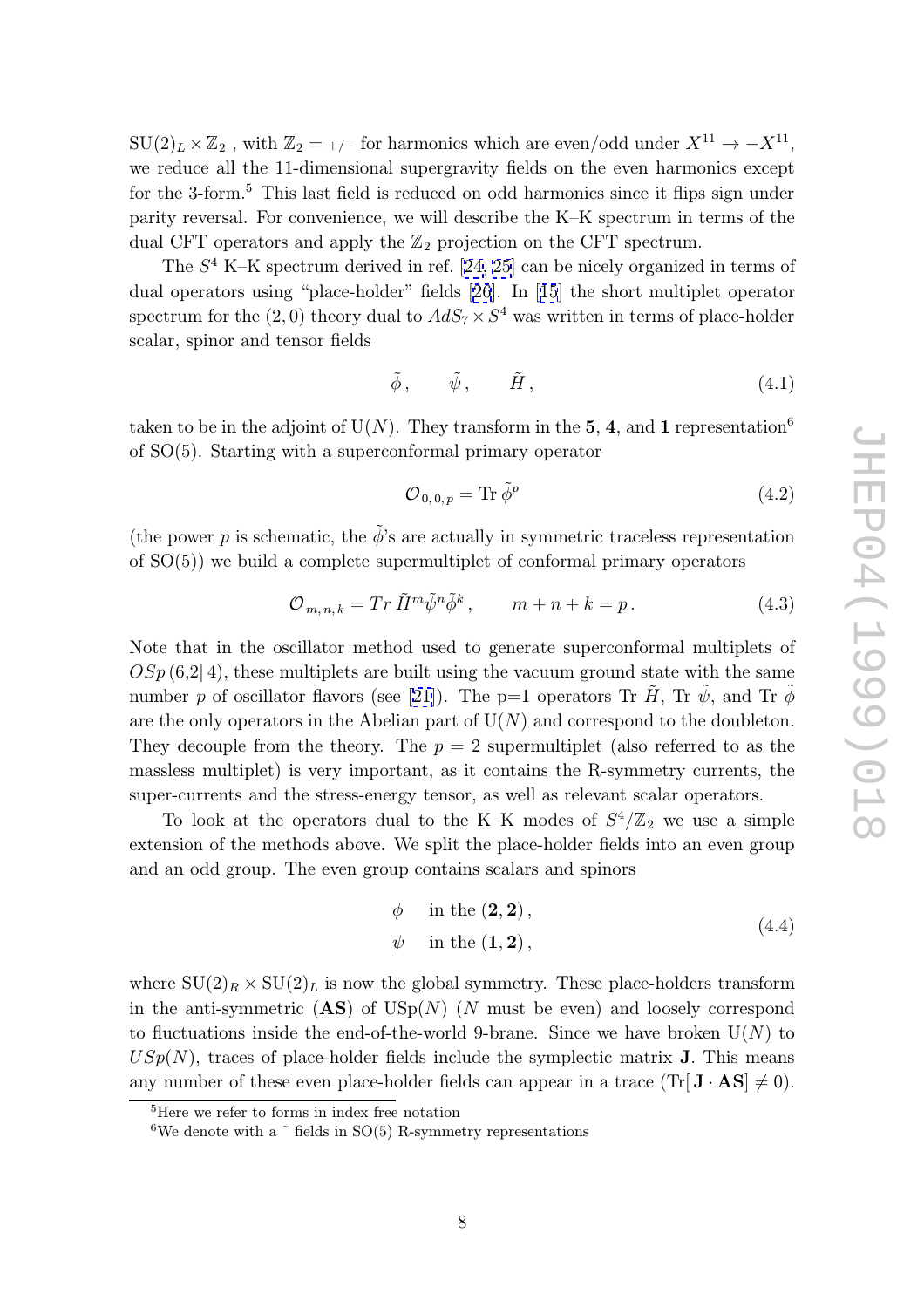$\mathrm{SU}(2)_L \times \mathbb{Z}_2$ , with $\mathbb{Z}_2 = {+/-}$ for harmonics which are even/odd under $X^{11} \to -X^{11}$, we reduce all the 11-dimensional supergravity fields on the even harmonics except for the 3-form.[5] This last field is reduced on odd harmonics since it flips sign under parity reversal. For convenience, we will describe the K–K spectrum in terms of the dual CFT operators and apply the $\mathbb{Z}_2$ projection on the CFT spectrum.

The $S^4$ K–K spectrum derived in ref. [24, 25] can be nicely organized in terms of dual operators using "place-holder" fields [26]. In [15] the short multiplet operator spectrum for the $(2,0)$ theory dual to $AdS_7 \times S^4$ was written in terms of place-holder scalar, spinor and tensor fields

$$\tilde{\phi}\,, \qquad \tilde{\psi}\,, \qquad \tilde{H}\,, \tag{4.1}$$

taken to be in the adjoint of $\mathrm{U}(N)$. They transform in the **5**, **4**, and **1** representation[6] of SO(5). Starting with a superconformal primary operator

$$\mathcal{O}_{0,\,0,\,p} = \mathrm{Tr}\,\tilde{\phi}^p \tag{4.2}$$

(the power $p$ is schematic, the $\tilde{\phi}$'s are actually in symmetric traceless representation of SO(5)) we build a complete supermultiplet of conformal primary operators

$$\mathcal{O}_{m,\,n,\,k} = Tr\,\tilde{H}^m \tilde{\psi}^n \tilde{\phi}^k\,, \qquad m+n+k=p\,. \tag{4.3}$$

Note that in the oscillator method used to generate superconformal multiplets of $OSp\,(6{,}2|\,4)$, these multiplets are built using the vacuum ground state with the same number $p$ of oscillator flavors (see [21]). The p=1 operators Tr $\tilde{H}$, Tr $\tilde{\psi}$, and Tr $\tilde{\phi}$ are the only operators in the Abelian part of $\mathrm{U}(N)$ and correspond to the doubleton. They decouple from the theory. The $p=2$ supermultiplet (also referred to as the massless multiplet) is very important, as it contains the R-symmetry currents, the super-currents and the stress-energy tensor, as well as relevant scalar operators.

To look at the operators dual to the K–K modes of $S^4/\mathbb{Z}_2$ we use a simple extension of the methods above. We split the place-holder fields into an even group and an odd group. The even group contains scalars and spinors

$$\begin{aligned} \phi &\quad \text{in the } (\mathbf{2},\mathbf{2})\,,\\ \psi &\quad \text{in the } (\mathbf{1},\mathbf{2})\,, \end{aligned} \tag{4.4}$$

where $\mathrm{SU}(2)_R \times \mathrm{SU}(2)_L$ is now the global symmetry. These place-holders transform in the anti-symmetric (**AS**) of $\mathrm{USp}(N)$ ($N$ must be even) and loosely correspond to fluctuations inside the end-of-the-world 9-brane. Since we have broken $\mathrm{U}(N)$ to $USp(N)$, traces of place-holder fields include the symplectic matrix **J**. This means any number of these even place-holder fields can appear in a trace ($\mathrm{Tr}[\,\mathbf{J}\cdot\mathbf{AS}] \neq 0$).

[5] Here we refer to forms in index free notation

[6] We denote with a ˜ fields in SO(5) R-symmetry representations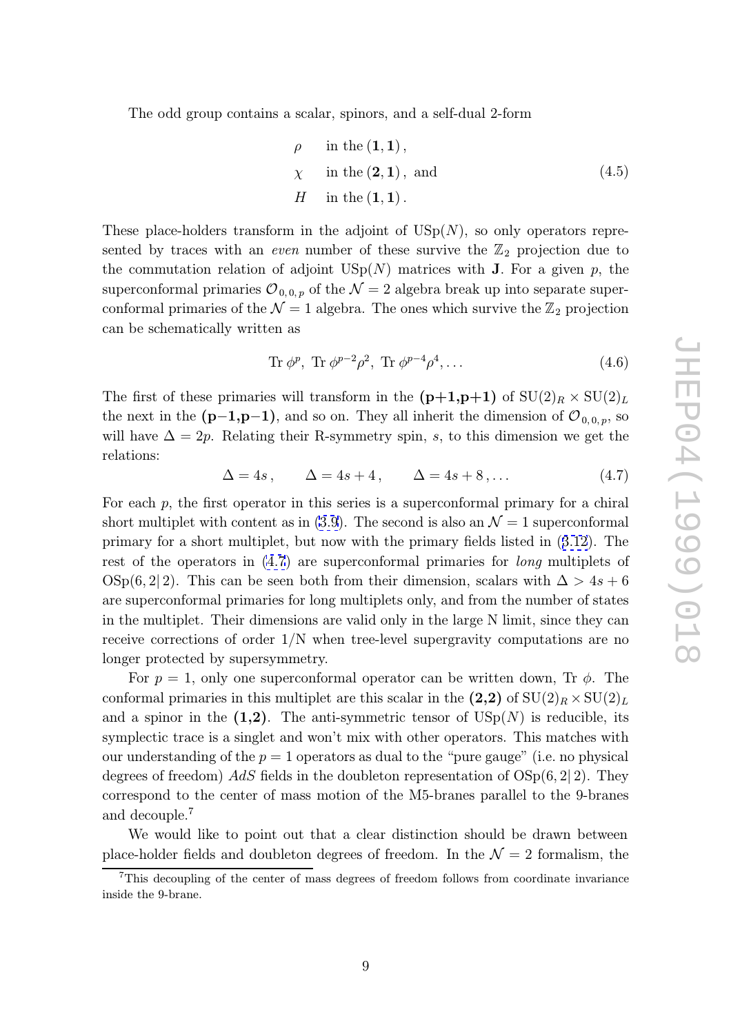The odd group contains a scalar, spinors, and a self-dual 2-form

$$
\begin{aligned}
&\rho \quad \text{in the } (\mathbf{1},\mathbf{1})\,, \\
&\chi \quad \text{in the } (\mathbf{2},\mathbf{1})\,, \text{ and} \\
&H \quad \text{in the } (\mathbf{1},\mathbf{1})\,.
\end{aligned}
\tag{4.5}
$$

These place-holders transform in the adjoint of $\mathrm{USp}(N)$, so only operators represented by traces with an *even* number of these survive the $\mathbb{Z}_2$ projection due to the commutation relation of adjoint $\mathrm{USp}(N)$ matrices with $\mathbf{J}$. For a given $p$, the superconformal primaries $\mathcal{O}_{0,0,p}$ of the $\mathcal{N}=2$ algebra break up into separate superconformal primaries of the $\mathcal{N}=1$ algebra. The ones which survive the $\mathbb{Z}_2$ projection can be schematically written as

$$
\mathrm{Tr}\,\phi^p,\ \mathrm{Tr}\,\phi^{p-2}\rho^2,\ \mathrm{Tr}\,\phi^{p-4}\rho^4,\ldots \tag{4.6}
$$

The first of these primaries will transform in the $(\mathbf{p{+}1},\mathbf{p{+}1})$ of $\mathrm{SU}(2)_R\times\mathrm{SU}(2)_L$ the next in the $(\mathbf{p{-}1},\mathbf{p{-}1})$, and so on. They all inherit the dimension of $\mathcal{O}_{0,0,p}$, so will have $\Delta=2p$. Relating their R-symmetry spin, $s$, to this dimension we get the relations:

$$
\Delta = 4s\,, \qquad \Delta = 4s+4\,, \qquad \Delta = 4s+8\,,\ldots \tag{4.7}
$$

For each $p$, the first operator in this series is a superconformal primary for a chiral short multiplet with content as in (3.9). The second is also an $\mathcal{N}=1$ superconformal primary for a short multiplet, but now with the primary fields listed in (3.12). The rest of the operators in (4.7) are superconformal primaries for *long* multiplets of $\mathrm{OSp}(6,2|\,2)$. This can be seen both from their dimension, scalars with $\Delta>4s+6$ are superconformal primaries for long multiplets only, and from the number of states in the multiplet. Their dimensions are valid only in the large N limit, since they can receive corrections of order 1/N when tree-level supergravity computations are no longer protected by supersymmetry.

For $p=1$, only one superconformal operator can be written down, $\mathrm{Tr}\,\phi$. The conformal primaries in this multiplet are this scalar in the $(\mathbf{2},\mathbf{2})$ of $\mathrm{SU}(2)_R\times\mathrm{SU}(2)_L$ and a spinor in the $(\mathbf{1},\mathbf{2})$. The anti-symmetric tensor of $\mathrm{USp}(N)$ is reducible, its symplectic trace is a singlet and won't mix with other operators. This matches with our understanding of the $p=1$ operators as dual to the "pure gauge" (i.e. no physical degrees of freedom) $AdS$ fields in the doubleton representation of $\mathrm{OSp}(6,2|\,2)$. They correspond to the center of mass motion of the M5-branes parallel to the 9-branes and decouple.[7]

We would like to point out that a clear distinction should be drawn between place-holder fields and doubleton degrees of freedom. In the $\mathcal{N}=2$ formalism, the

[7] This decoupling of the center of mass degrees of freedom follows from coordinate invariance inside the 9-brane.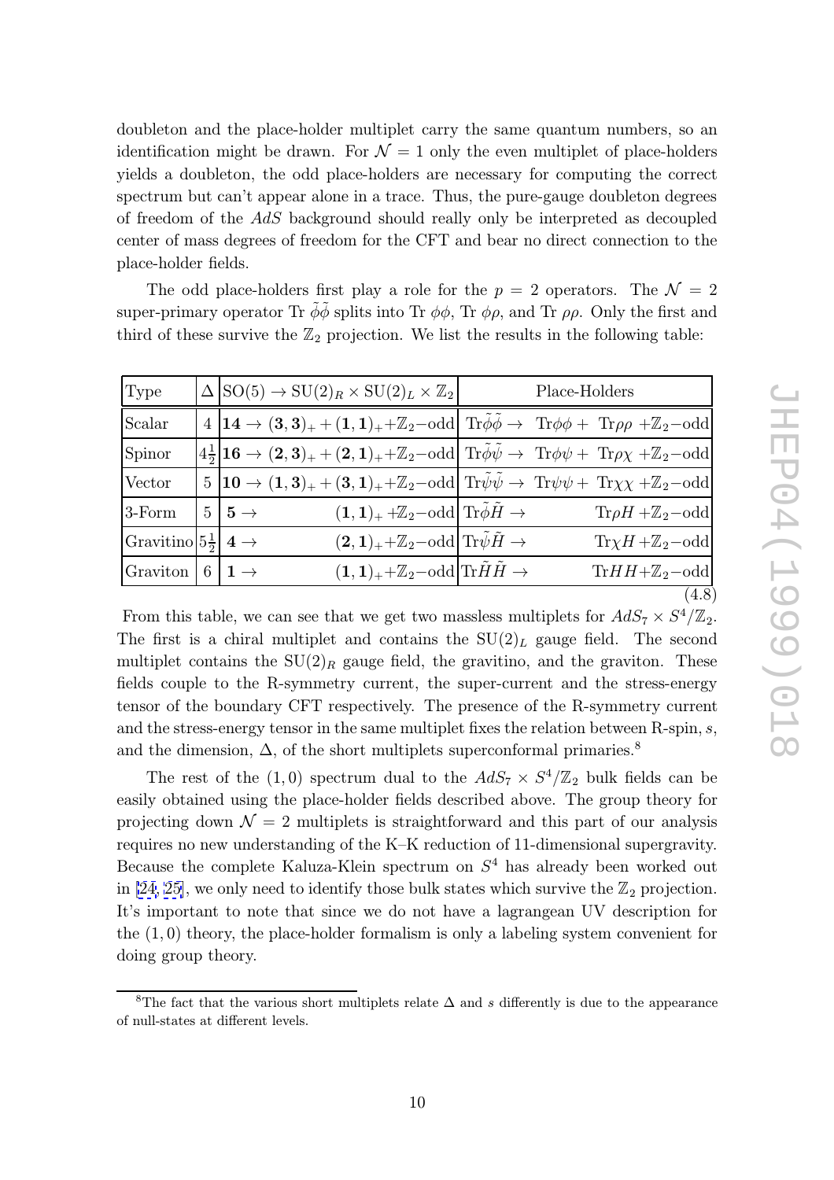doubleton and the place-holder multiplet carry the same quantum numbers, so an identification might be drawn. For $\mathcal{N}=1$ only the even multiplet of place-holders yields a doubleton, the odd place-holders are necessary for computing the correct spectrum but can't appear alone in a trace. Thus, the pure-gauge doubleton degrees of freedom of the $AdS$ background should really only be interpreted as decoupled center of mass degrees of freedom for the CFT and bear no direct connection to the place-holder fields.

The odd place-holders first play a role for the $p=2$ operators. The $\mathcal{N}=2$ super-primary operator Tr $\tilde{\phi}\tilde{\phi}$ splits into Tr $\phi\phi$, Tr $\phi\rho$, and Tr $\rho\rho$. Only the first and third of these survive the $\mathbb{Z}_2$ projection. We list the results in the following table:

| Type | $\Delta$ | $\mathrm{SO}(5) \to \mathrm{SU}(2)_R \times \mathrm{SU}(2)_L \times \mathbb{Z}_2$ | Place-Holders |
|---|---|---|---|
| Scalar | 4 | $\mathbf{14} \to (\mathbf{3},\mathbf{3})_+ + (\mathbf{1},\mathbf{1})_+ + \mathbb{Z}_2\text{−odd}$ | $\mathrm{Tr}\tilde{\phi}\tilde{\phi} \to \ \mathrm{Tr}\phi\phi + \ \mathrm{Tr}\rho\rho + \mathbb{Z}_2\text{−odd}$ |
| Spinor | $4\frac{1}{2}$ | $\mathbf{16} \to (\mathbf{2},\mathbf{3})_+ + (\mathbf{2},\mathbf{1})_+ + \mathbb{Z}_2\text{−odd}$ | $\mathrm{Tr}\tilde{\phi}\tilde{\psi} \to \ \mathrm{Tr}\phi\psi + \ \mathrm{Tr}\rho\chi + \mathbb{Z}_2\text{−odd}$ |
| Vector | 5 | $\mathbf{10} \to (\mathbf{1},\mathbf{3})_+ + (\mathbf{3},\mathbf{1})_+ + \mathbb{Z}_2\text{−odd}$ | $\mathrm{Tr}\tilde{\psi}\tilde{\psi} \to \ \mathrm{Tr}\psi\psi + \ \mathrm{Tr}\chi\chi + \mathbb{Z}_2\text{−odd}$ |
| 3-Form | 5 | $\mathbf{5} \to \quad (\mathbf{1},\mathbf{1})_+ + \mathbb{Z}_2\text{−odd}$ | $\mathrm{Tr}\tilde{\phi}\tilde{H} \to \quad \mathrm{Tr}\rho H + \mathbb{Z}_2\text{−odd}$ |
| Gravitino | $5\frac{1}{2}$ | $\mathbf{4} \to \quad (\mathbf{2},\mathbf{1})_+ + \mathbb{Z}_2\text{−odd}$ | $\mathrm{Tr}\tilde{\psi}\tilde{H} \to \quad \mathrm{Tr}\chi H + \mathbb{Z}_2\text{−odd}$ |
| Graviton | 6 | $\mathbf{1} \to \quad (\mathbf{1},\mathbf{1})_+ + \mathbb{Z}_2\text{−odd}$ | $\mathrm{Tr}\tilde{H}\tilde{H} \to \quad \mathrm{Tr}HH + \mathbb{Z}_2\text{−odd}$ |

(4.8)

From this table, we can see that we get two massless multiplets for $AdS_7 \times S^4/\mathbb{Z}_2$. The first is a chiral multiplet and contains the $\mathrm{SU}(2)_L$ gauge field. The second multiplet contains the $\mathrm{SU}(2)_R$ gauge field, the gravitino, and the graviton. These fields couple to the R-symmetry current, the super-current and the stress-energy tensor of the boundary CFT respectively. The presence of the R-symmetry current and the stress-energy tensor in the same multiplet fixes the relation between R-spin, $s$, and the dimension, $\Delta$, of the short multiplets superconformal primaries.[8]

The rest of the $(1,0)$ spectrum dual to the $AdS_7 \times S^4/\mathbb{Z}_2$ bulk fields can be easily obtained using the place-holder fields described above. The group theory for projecting down $\mathcal{N}=2$ multiplets is straightforward and this part of our analysis requires no new understanding of the K–K reduction of 11-dimensional supergravity. Because the complete Kaluza-Klein spectrum on $S^4$ has already been worked out in [24, 25], we only need to identify those bulk states which survive the $\mathbb{Z}_2$ projection. It's important to note that since we do not have a lagrangean UV description for the $(1,0)$ theory, the place-holder formalism is only a labeling system convenient for doing group theory.

[8] The fact that the various short multiplets relate $\Delta$ and $s$ differently is due to the appearance of null-states at different levels.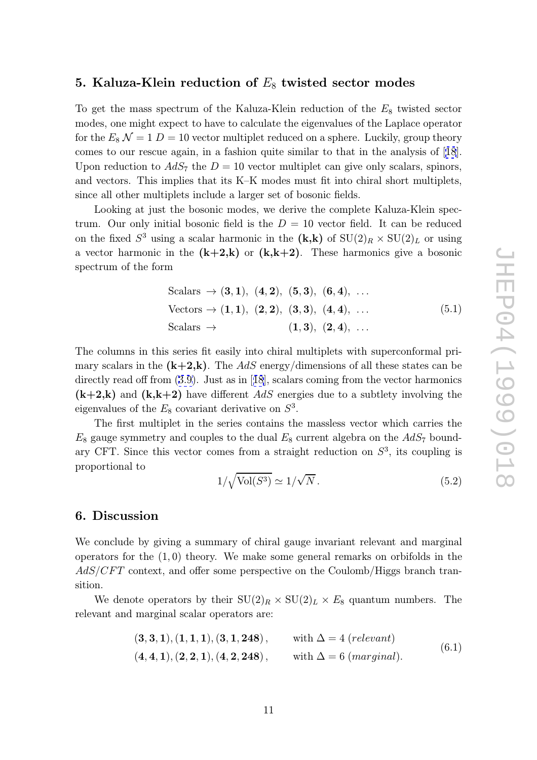## 5. Kaluza-Klein reduction of $E_8$ twisted sector modes

To get the mass spectrum of the Kaluza-Klein reduction of the $E_8$ twisted sector modes, one might expect to have to calculate the eigenvalues of the Laplace operator for the $E_8$ $\mathcal{N}=1$ $D=10$ vector multiplet reduced on a sphere. Luckily, group theory comes to our rescue again, in a fashion quite similar to that in the analysis of [18]. Upon reduction to $AdS_7$ the $D=10$ vector multiplet can give only scalars, spinors, and vectors. This implies that its K–K modes must fit into chiral short multiplets, since all other multiplets include a larger set of bosonic fields.

Looking at just the bosonic modes, we derive the complete Kaluza-Klein spectrum. Our only initial bosonic field is the $D=10$ vector field. It can be reduced on the fixed $S^3$ using a scalar harmonic in the **(k,k)** of $\mathrm{SU}(2)_R \times \mathrm{SU}(2)_L$ or using a vector harmonic in the **(k+2,k)** or **(k,k+2)**. These harmonics give a bosonic spectrum of the form

$$
\begin{array}{ll}
\text{Scalars} \rightarrow (\mathbf{3},\mathbf{1}),\ (\mathbf{4},\mathbf{2}),\ (\mathbf{5},\mathbf{3}),\ (\mathbf{6},\mathbf{4}),\ \ldots \\
\text{Vectors} \rightarrow (\mathbf{1},\mathbf{1}),\ (\mathbf{2},\mathbf{2}),\ (\mathbf{3},\mathbf{3}),\ (\mathbf{4},\mathbf{4}),\ \ldots \\
\text{Scalars} \rightarrow \qquad\qquad\qquad\ (\mathbf{1},\mathbf{3}),\ (\mathbf{2},\mathbf{4}),\ \ldots
\end{array}
\tag{5.1}
$$

The columns in this series fit easily into chiral multiplets with superconformal primary scalars in the **(k+2,k)**. The *AdS* energy/dimensions of all these states can be directly read off from (3.9). Just as in [18], scalars coming from the vector harmonics **(k+2,k)** and **(k,k+2)** have different *AdS* energies due to a subtlety involving the eigenvalues of the $E_8$ covariant derivative on $S^3$.

The first multiplet in the series contains the massless vector which carries the $E_8$ gauge symmetry and couples to the dual $E_8$ current algebra on the $AdS_7$ boundary CFT. Since this vector comes from a straight reduction on $S^3$, its coupling is proportional to

$$
1/\sqrt{\mathrm{Vol}(S^3)} \simeq 1/\sqrt{N}\,. \tag{5.2}
$$

## 6. Discussion

We conclude by giving a summary of chiral gauge invariant relevant and marginal operators for the $(1,0)$ theory. We make some general remarks on orbifolds in the *AdS/CFT* context, and offer some perspective on the Coulomb/Higgs branch transition.

We denote operators by their $\mathrm{SU}(2)_R \times \mathrm{SU}(2)_L \times E_8$ quantum numbers. The relevant and marginal scalar operators are:

$$
\begin{array}{ll}
(\mathbf{3},\mathbf{3},\mathbf{1}), (\mathbf{1},\mathbf{1},\mathbf{1}), (\mathbf{3},\mathbf{1},\mathbf{248})\,, & \text{with } \Delta = 4\ (\textit{relevant}) \\
(\mathbf{4},\mathbf{4},\mathbf{1}), (\mathbf{2},\mathbf{2},\mathbf{1}), (\mathbf{4},\mathbf{2},\mathbf{248})\,, & \text{with } \Delta = 6\ (\textit{marginal}).
\end{array}
\tag{6.1}
$$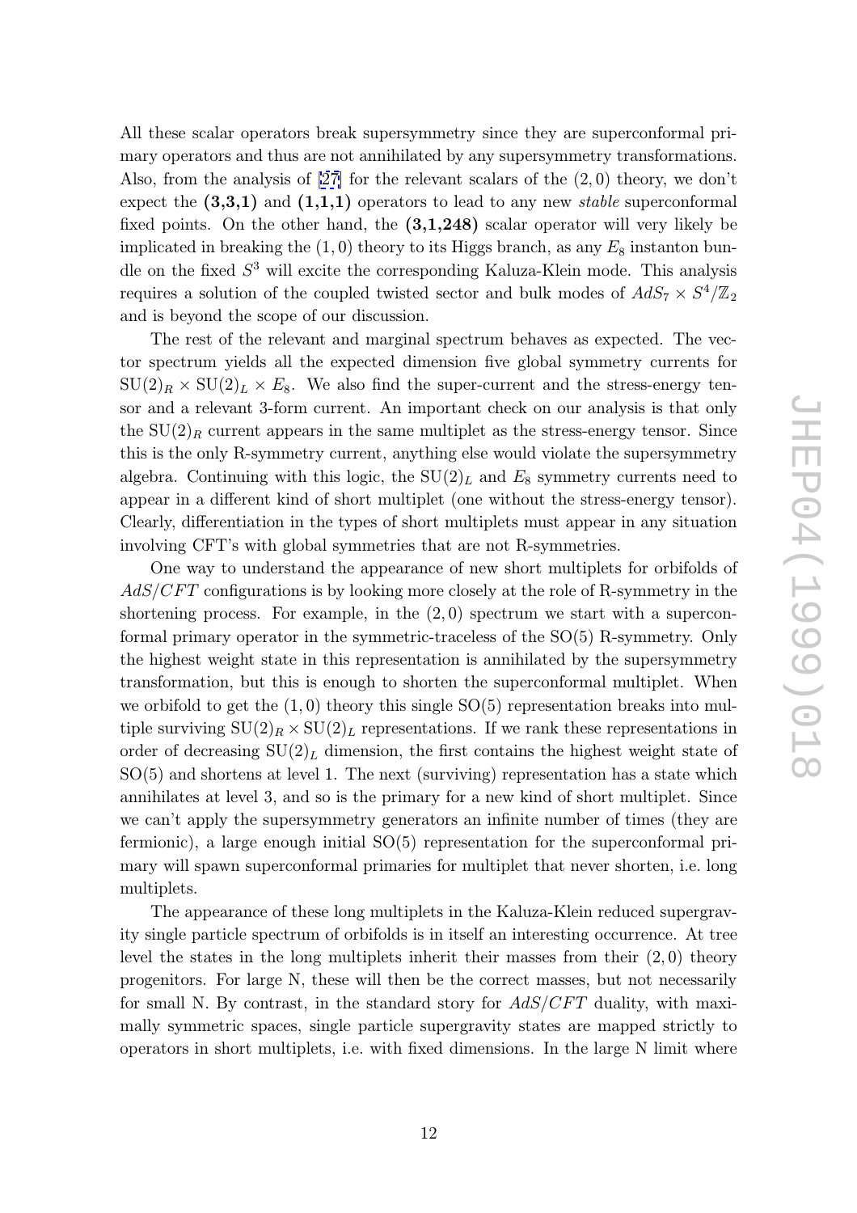All these scalar operators break supersymmetry since they are superconformal primary operators and thus are not annihilated by any supersymmetry transformations. Also, from the analysis of [27] for the relevant scalars of the $(2,0)$ theory, we don't expect the **(3,3,1)** and **(1,1,1)** operators to lead to any new *stable* superconformal fixed points. On the other hand, the **(3,1,248)** scalar operator will very likely be implicated in breaking the $(1,0)$ theory to its Higgs branch, as any $E_8$ instanton bundle on the fixed $S^3$ will excite the corresponding Kaluza-Klein mode. This analysis requires a solution of the coupled twisted sector and bulk modes of $AdS_7 \times S^4/\mathbb{Z}_2$ and is beyond the scope of our discussion.

The rest of the relevant and marginal spectrum behaves as expected. The vector spectrum yields all the expected dimension five global symmetry currents for $\mathrm{SU}(2)_R \times \mathrm{SU}(2)_L \times E_8$. We also find the super-current and the stress-energy tensor and a relevant 3-form current. An important check on our analysis is that only the $\mathrm{SU}(2)_R$ current appears in the same multiplet as the stress-energy tensor. Since this is the only R-symmetry current, anything else would violate the supersymmetry algebra. Continuing with this logic, the $\mathrm{SU}(2)_L$ and $E_8$ symmetry currents need to appear in a different kind of short multiplet (one without the stress-energy tensor). Clearly, differentiation in the types of short multiplets must appear in any situation involving CFT's with global symmetries that are not R-symmetries.

One way to understand the appearance of new short multiplets for orbifolds of $AdS/CFT$ configurations is by looking more closely at the role of R-symmetry in the shortening process. For example, in the $(2,0)$ spectrum we start with a superconformal primary operator in the symmetric-traceless of the $\mathrm{SO}(5)$ R-symmetry. Only the highest weight state in this representation is annihilated by the supersymmetry transformation, but this is enough to shorten the superconformal multiplet. When we orbifold to get the $(1,0)$ theory this single $\mathrm{SO}(5)$ representation breaks into multiple surviving $\mathrm{SU}(2)_R \times \mathrm{SU}(2)_L$ representations. If we rank these representations in order of decreasing $\mathrm{SU}(2)_L$ dimension, the first contains the highest weight state of $\mathrm{SO}(5)$ and shortens at level 1. The next (surviving) representation has a state which annihilates at level 3, and so is the primary for a new kind of short multiplet. Since we can't apply the supersymmetry generators an infinite number of times (they are fermionic), a large enough initial $\mathrm{SO}(5)$ representation for the superconformal primary will spawn superconformal primaries for multiplet that never shorten, i.e. long multiplets.

The appearance of these long multiplets in the Kaluza-Klein reduced supergravity single particle spectrum of orbifolds is in itself an interesting occurrence. At tree level the states in the long multiplets inherit their masses from their $(2,0)$ theory progenitors. For large N, these will then be the correct masses, but not necessarily for small N. By contrast, in the standard story for $AdS/CFT$ duality, with maximally symmetric spaces, single particle supergravity states are mapped strictly to operators in short multiplets, i.e. with fixed dimensions. In the large N limit where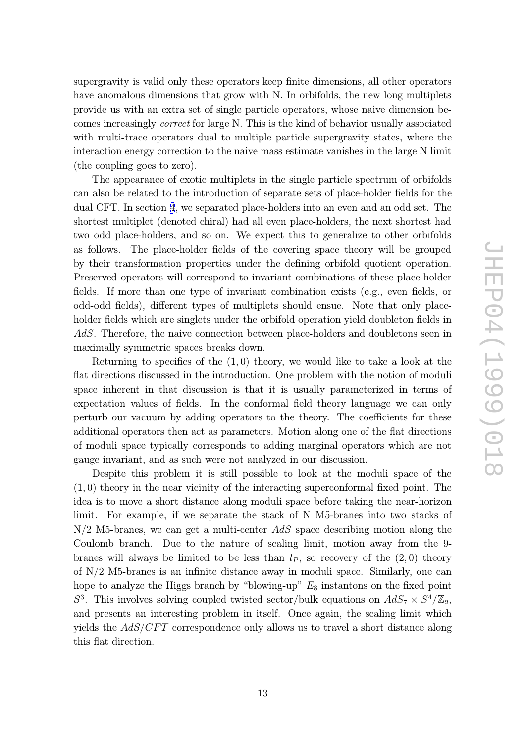supergravity is valid only these operators keep finite dimensions, all other operators have anomalous dimensions that grow with N. In orbifolds, the new long multiplets provide us with an extra set of single particle operators, whose naive dimension becomes increasingly *correct* for large N. This is the kind of behavior usually associated with multi-trace operators dual to multiple particle supergravity states, where the interaction energy correction to the naive mass estimate vanishes in the large N limit (the coupling goes to zero).

The appearance of exotic multiplets in the single particle spectrum of orbifolds can also be related to the introduction of separate sets of place-holder fields for the dual CFT. In section 4, we separated place-holders into an even and an odd set. The shortest multiplet (denoted chiral) had all even place-holders, the next shortest had two odd place-holders, and so on. We expect this to generalize to other orbifolds as follows. The place-holder fields of the covering space theory will be grouped by their transformation properties under the defining orbifold quotient operation. Preserved operators will correspond to invariant combinations of these place-holder fields. If more than one type of invariant combination exists (e.g., even fields, or odd-odd fields), different types of multiplets should ensue. Note that only place-holder fields which are singlets under the orbifold operation yield doubleton fields in $AdS$. Therefore, the naive connection between place-holders and doubletons seen in maximally symmetric spaces breaks down.

Returning to specifics of the $(1,0)$ theory, we would like to take a look at the flat directions discussed in the introduction. One problem with the notion of moduli space inherent in that discussion is that it is usually parameterized in terms of expectation values of fields. In the conformal field theory language we can only perturb our vacuum by adding operators to the theory. The coefficients for these additional operators then act as parameters. Motion along one of the flat directions of moduli space typically corresponds to adding marginal operators which are not gauge invariant, and as such were not analyzed in our discussion.

Despite this problem it is still possible to look at the moduli space of the $(1,0)$ theory in the near vicinity of the interacting superconformal fixed point. The idea is to move a short distance along moduli space before taking the near-horizon limit. For example, if we separate the stack of N M5-branes into two stacks of N/2 M5-branes, we can get a multi-center $AdS$ space describing motion along the Coulomb branch. Due to the nature of scaling limit, motion away from the 9-branes will always be limited to be less than $l_P$, so recovery of the $(2,0)$ theory of N/2 M5-branes is an infinite distance away in moduli space. Similarly, one can hope to analyze the Higgs branch by "blowing-up" $E_8$ instantons on the fixed point $S^3$. This involves solving coupled twisted sector/bulk equations on $AdS_7 \times S^4/\mathbb{Z}_2$, and presents an interesting problem in itself. Once again, the scaling limit which yields the $AdS/CFT$ correspondence only allows us to travel a short distance along this flat direction.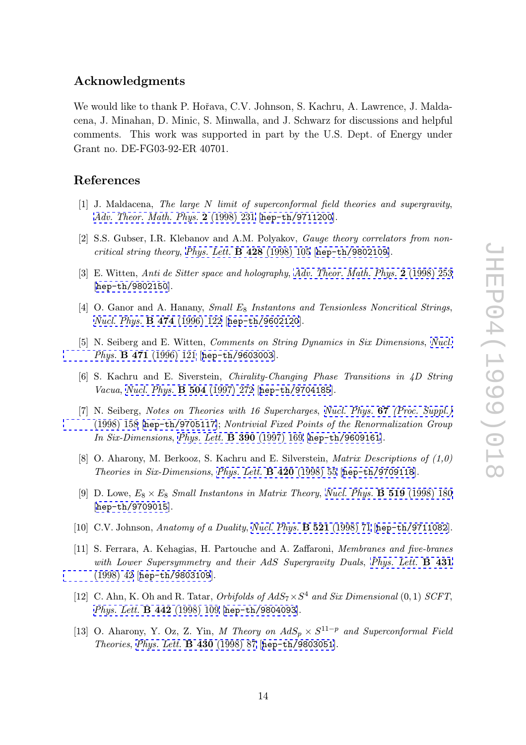## Acknowledgments

We would like to thank P. Hořava, C.V. Johnson, S. Kachru, A. Lawrence, J. Maldacena, J. Minahan, D. Minic, S. Minwalla, and J. Schwarz for discussions and helpful comments. This work was supported in part by the U.S. Dept. of Energy under Grant no. DE-FG03-92-ER 40701.

## References

[1] J. Maldacena, *The large N limit of superconformal field theories and supergravity*, *Adv. Theor. Math. Phys.* **2** (1998) 231 [hep-th/9711200].

[2] S.S. Gubser, I.R. Klebanov and A.M. Polyakov, *Gauge theory correlators from non-critical string theory*, *Phys. Lett.* **B 428** (1998) 105 [hep-th/9802109].

[3] E. Witten, *Anti de Sitter space and holography*, *Adv. Theor. Math. Phys.* **2** (1998) 253 [hep-th/9802150].

[4] O. Ganor and A. Hanany, *Small $E_8$ Instantons and Tensionless Noncritical Strings*, *Nucl. Phys.* **B 474** (1996) 122 [hep-th/9602120].

[5] N. Seiberg and E. Witten, *Comments on String Dynamics in Six Dimensions*, *Nucl. Phys.* **B 471** (1996) 121 [hep-th/9603003].

[6] S. Kachru and E. Siverstein, *Chirality-Changing Phase Transitions in 4D String Vacua*, *Nucl. Phys.* **B 504** (1997) 272 [hep-th/9704185].

[7] N. Seiberg, *Notes on Theories with 16 Supercharges*, *Nucl. Phys.* **67** *(Proc. Suppl.)* (1998) 158 [hep-th/9705117]; *Nontrivial Fixed Points of the Renormalization Group In Six-Dimensions*, *Phys. Lett.* **B 390** (1997) 169 [hep-th/9609161].

[8] O. Aharony, M. Berkooz, S. Kachru and E. Silverstein, *Matrix Descriptions of (1,0) Theories in Six-Dimensions*, *Phys. Lett.* **B 420** (1998) 55 [hep-th/9709118].

[9] D. Lowe, *$E_8 \times E_8$ Small Instantons in Matrix Theory*, *Nucl. Phys.* **B 519** (1998) 180 [hep-th/9709015].

[10] C.V. Johnson, *Anatomy of a Duality*, *Nucl. Phys.* **B 521** (1998) 71 [hep-th/9711082].

[11] S. Ferrara, A. Kehagias, H. Partouche and A. Zaffaroni, *Membranes and five-branes with Lower Supersymmetry and their AdS Supergravity Duals*, *Phys. Lett.* **B 431** (1998) 42 [hep-th/9803109].

[12] C. Ahn, K. Oh and R. Tatar, *Orbifolds of $AdS_7 \times S^4$ and Six Dimensional* $(0,1)$ *SCFT*, *Phys. Lett.* **B 442** (1998) 109 [hep-th/9804093].

[13] O. Aharony, Y. Oz, Z. Yin, *M Theory on $AdS_p \times S^{11-p}$ and Superconformal Field Theories*, *Phys. Lett.* **B 430** (1998) 87 [hep-th/9803051].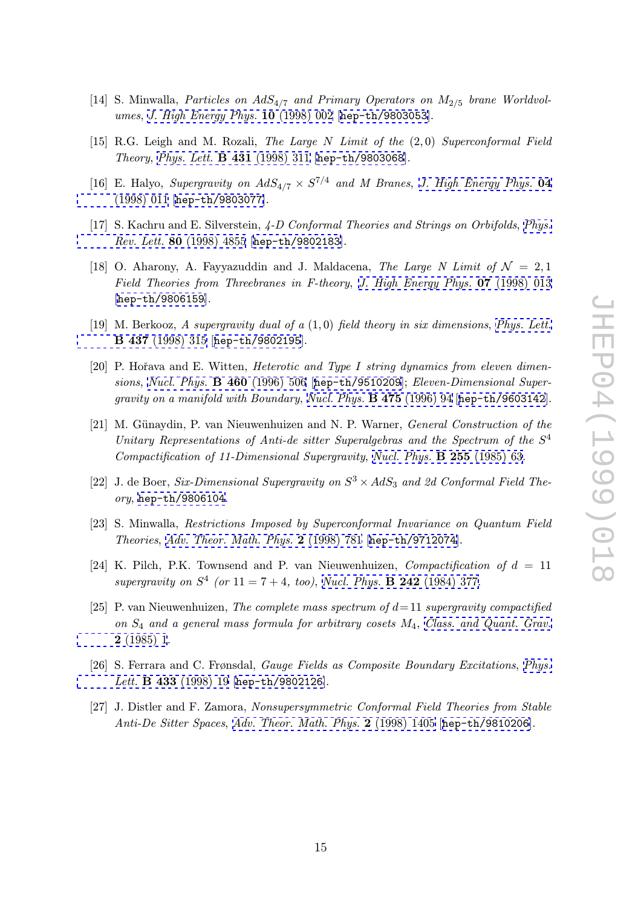[14] S. Minwalla, *Particles on $AdS_{4/7}$ and Primary Operators on $M_{2/5}$ brane Worldvolumes*, *J. High Energy Phys.* **10** (1998) 002 [hep-th/9803053].

[15] R.G. Leigh and M. Rozali, *The Large N Limit of the* (2,0) *Superconformal Field Theory*, *Phys. Lett.* **B 431** (1998) 311 [hep-th/9803068].

[16] E. Halyo, *Supergravity on $AdS_{4/7} \times S^{7/4}$ and M Branes*, *J. High Energy Phys.* **04** (1998) 011 [hep-th/9803077].

[17] S. Kachru and E. Silverstein, *4-D Conformal Theories and Strings on Orbifolds*, *Phys. Rev. Lett.* **80** (1998) 4855 [hep-th/9802183].

[18] O. Aharony, A. Fayyazuddin and J. Maldacena, *The Large N Limit of $\mathcal{N} = 2, 1$ Field Theories from Threebranes in F-theory*, *J. High Energy Phys.* **07** (1998) 013 [hep-th/9806159].

[19] M. Berkooz, *A supergravity dual of a* (1,0) *field theory in six dimensions*, *Phys. Lett.* **B 437** (1998) 315 [hep-th/9802195].

[20] P. Hořava and E. Witten, *Heterotic and Type I string dynamics from eleven dimensions*, *Nucl. Phys.* **B 460** (1996) 506 [hep-th/9510209]; *Eleven-Dimensional Supergravity on a manifold with Boundary*, *Nucl. Phys.* **B 475** (1996) 94 [hep-th/9603142].

[21] M. Günaydin, P. van Nieuwenhuizen and N. P. Warner, *General Construction of the Unitary Representations of Anti-de sitter Superalgebras and the Spectrum of the $S^4$ Compactification of 11-Dimensional Supergravity*, *Nucl. Phys.* **B 255** (1985) 63.

[22] J. de Boer, *Six-Dimensional Supergravity on $S^3 \times AdS_3$ and 2d Conformal Field Theory*, hep-th/9806104.

[23] S. Minwalla, *Restrictions Imposed by Superconformal Invariance on Quantum Field Theories*, *Adv. Theor. Math. Phys.* **2** (1998) 781 [hep-th/9712074].

[24] K. Pilch, P.K. Townsend and P. van Nieuwenhuizen, *Compactification of $d = 11$ supergravity on $S^4$ (or $11 = 7 + 4$, too)*, *Nucl. Phys.* **B 242** (1984) 377.

[25] P. van Nieuwenhuizen, *The complete mass spectrum of $d = 11$ supergravity compactified on $S_4$ and a general mass formula for arbitrary cosets $M_4$*, *Class. and Quant. Grav.* **2** (1985) 1.

[26] S. Ferrara and C. Frønsdal, *Gauge Fields as Composite Boundary Excitations*, *Phys. Lett.* **B 433** (1998) 19 [hep-th/9802126].

[27] J. Distler and F. Zamora, *Nonsupersymmetric Conformal Field Theories from Stable Anti-De Sitter Spaces*, *Adv. Theor. Math. Phys.* **2** (1998) 1405 [hep-th/9810206].